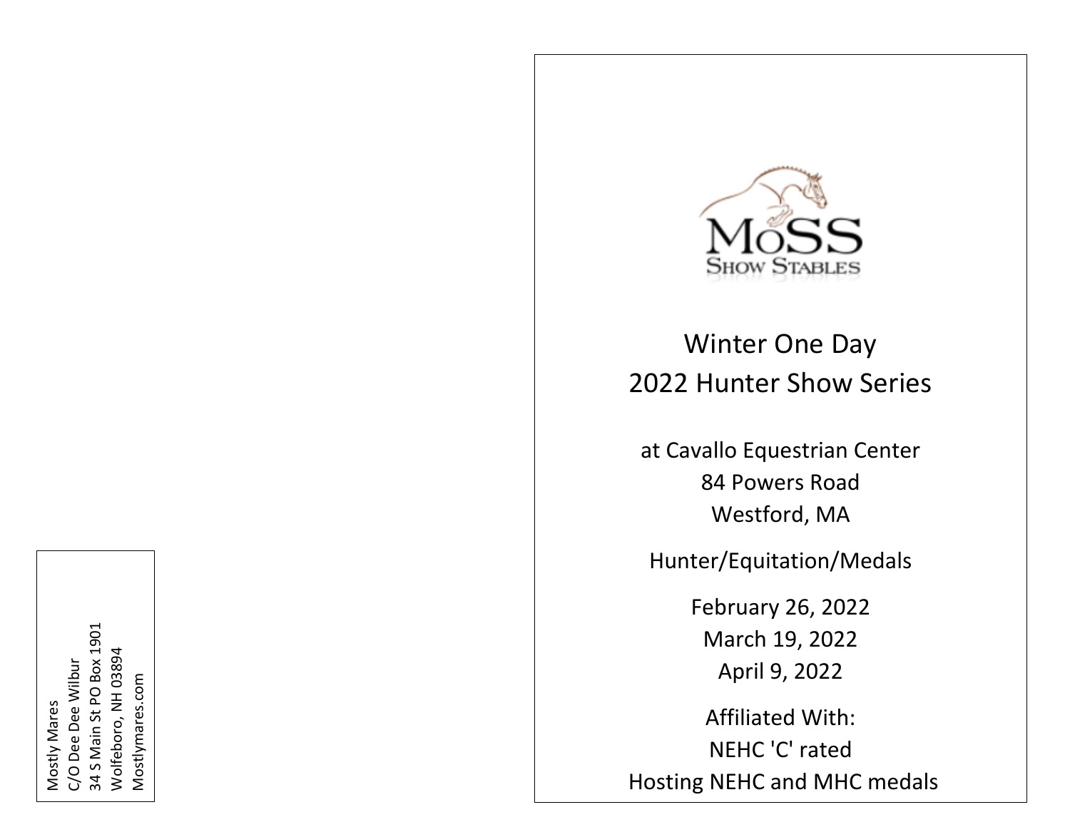Mostly Mares
C/O Dee Dee Wilbur
34 S Main St PO Box 1901
Wolfeboro, NH 03894
Mostlymares.com

MoSS

SHOW STABLES

# Winter One Day
# 2022 Hunter Show Series

at Cavallo Equestrian Center
84 Powers Road
Westford, MA

Hunter/Equitation/Medals

February 26, 2022
March 19, 2022
April 9, 2022

Affiliated With:
NEHC 'C' rated
Hosting NEHC and MHC medals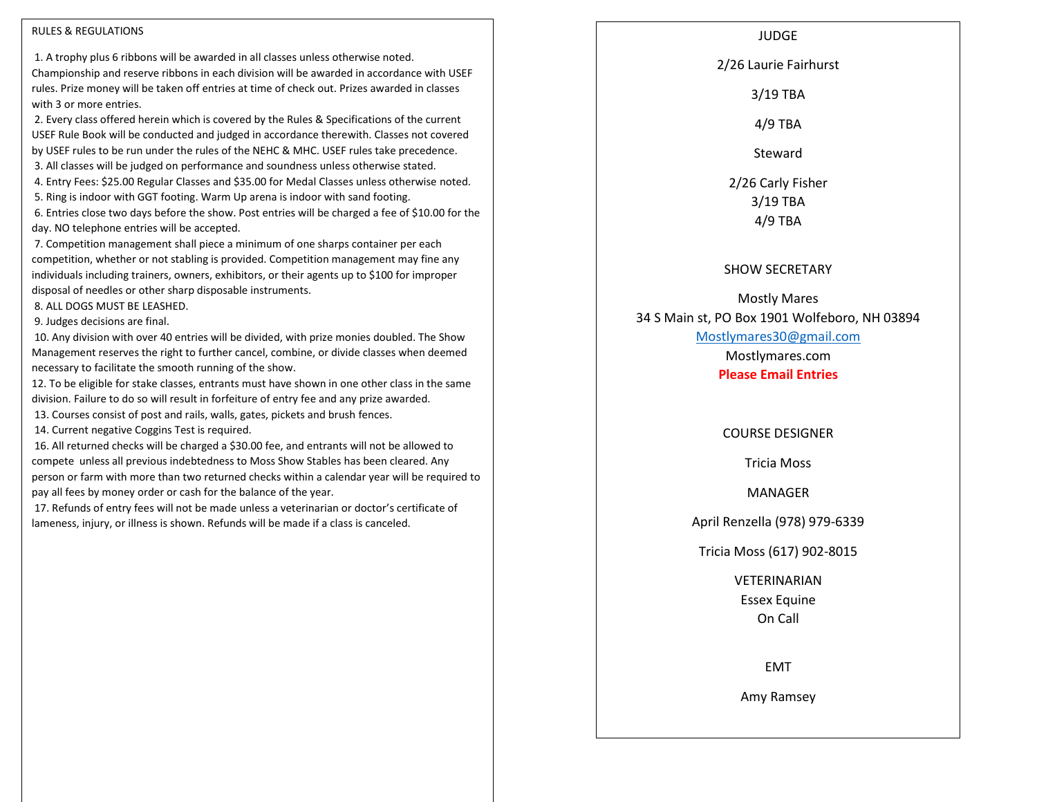## RULES & REGULATIONS

1. A trophy plus 6 ribbons will be awarded in all classes unless otherwise noted. Championship and reserve ribbons in each division will be awarded in accordance with USEF rules. Prize money will be taken off entries at time of check out. Prizes awarded in classes with 3 or more entries.
2. Every class offered herein which is covered by the Rules & Specifications of the current USEF Rule Book will be conducted and judged in accordance therewith. Classes not covered by USEF rules to be run under the rules of the NEHC & MHC. USEF rules take precedence.
3. All classes will be judged on performance and soundness unless otherwise stated.
4. Entry Fees: $25.00 Regular Classes and $35.00 for Medal Classes unless otherwise noted.
5. Ring is indoor with GGT footing. Warm Up arena is indoor with sand footing.
6. Entries close two days before the show. Post entries will be charged a fee of $10.00 for the day. NO telephone entries will be accepted.
7. Competition management shall piece a minimum of one sharps container per each competition, whether or not stabling is provided. Competition management may fine any individuals including trainers, owners, exhibitors, or their agents up to $100 for improper disposal of needles or other sharp disposable instruments.
8. ALL DOGS MUST BE LEASHED.
9. Judges decisions are final.
10. Any division with over 40 entries will be divided, with prize monies doubled. The Show Management reserves the right to further cancel, combine, or divide classes when deemed necessary to facilitate the smooth running of the show.

12\. To be eligible for stake classes, entrants must have shown in one other class in the same division. Failure to do so will result in forfeiture of entry fee and any prize awarded.

13\. Courses consist of post and rails, walls, gates, pickets and brush fences.

14\. Current negative Coggins Test is required.

16\. All returned checks will be charged a $30.00 fee, and entrants will not be allowed to compete unless all previous indebtedness to Moss Show Stables has been cleared. Any person or farm with more than two returned checks within a calendar year will be required to pay all fees by money order or cash for the balance of the year.

17\. Refunds of entry fees will not be made unless a veterinarian or doctor's certificate of lameness, injury, or illness is shown. Refunds will be made if a class is canceled.

## JUDGE

2/26 Laurie Fairhurst

3/19 TBA

4/9 TBA

## Steward

2/26 Carly Fisher
3/19 TBA
4/9 TBA

## SHOW SECRETARY

Mostly Mares
34 S Main st, PO Box 1901 Wolfeboro, NH 03894
Mostlymares30@gmail.com
Mostlymares.com
**Please Email Entries**

## COURSE DESIGNER

Tricia Moss

## MANAGER

April Renzella (978) 979-6339

Tricia Moss (617) 902-8015

## VETERINARIAN

Essex Equine
On Call

## EMT

Amy Ramsey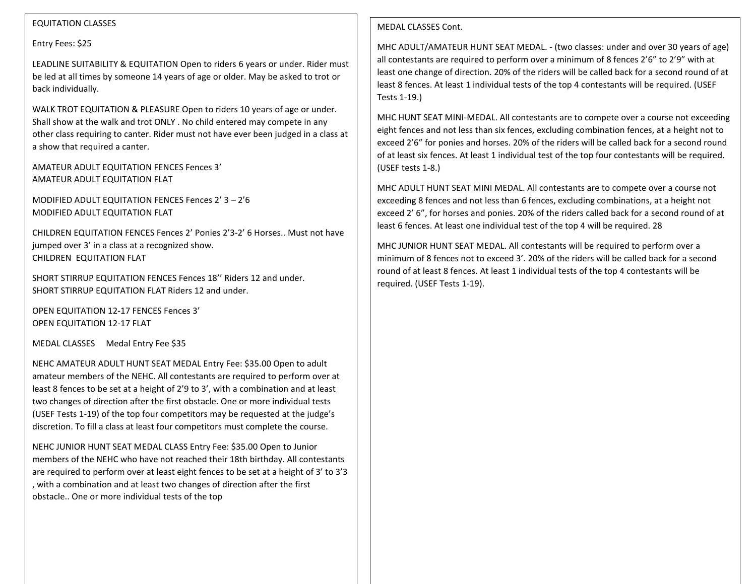EQUATION CLASSES

Entry Fees: $25

LEADLINE SUITABILITY & EQUITATION Open to riders 6 years or under. Rider must be led at all times by someone 14 years of age or older. May be asked to trot or back individually.

WALK TROT EQUITATION & PLEASURE Open to riders 10 years of age or under. Shall show at the walk and trot ONLY . No child entered may compete in any other class requiring to canter. Rider must not have ever been judged in a class at a show that required a canter.

AMATEUR ADULT EQUITATION FENCES Fences 3'
AMATEUR ADULT EQUITATION FLAT

MODIFIED ADULT EQUITATION FENCES Fences 2' 3 – 2'6
MODIFIED ADULT EQUITATION FLAT

CHILDREN EQUITATION FENCES Fences 2' Ponies 2'3-2' 6 Horses.. Must not have jumped over 3' in a class at a recognized show.
CHILDREN EQUITATION FLAT

SHORT STIRRUP EQUITATION FENCES Fences 18'' Riders 12 and under.
SHORT STIRRUP EQUITATION FLAT Riders 12 and under.

OPEN EQUITATION 12-17 FENCES Fences 3'
OPEN EQUITATION 12-17 FLAT

MEDAL CLASSES Medal Entry Fee $35

NEHC AMATEUR ADULT HUNT SEAT MEDAL Entry Fee: $35.00 Open to adult amateur members of the NEHC. All contestants are required to perform over at least 8 fences to be set at a height of 2'9 to 3', with a combination and at least two changes of direction after the first obstacle. One or more individual tests (USEF Tests 1-19) of the top four competitors may be requested at the judge's discretion. To fill a class at least four competitors must complete the course.

NEHC JUNIOR HUNT SEAT MEDAL CLASS Entry Fee: $35.00 Open to Junior members of the NEHC who have not reached their 18th birthday. All contestants are required to perform over at least eight fences to be set at a height of 3' to 3'3 , with a combination and at least two changes of direction after the first obstacle.. One or more individual tests of the top

MEDAL CLASSES Cont.

MHC ADULT/AMATEUR HUNT SEAT MEDAL. - (two classes: under and over 30 years of age) all contestants are required to perform over a minimum of 8 fences 2'6" to 2'9" with at least one change of direction. 20% of the riders will be called back for a second round of at least 8 fences. At least 1 individual tests of the top 4 contestants will be required. (USEF Tests 1-19.)

MHC HUNT SEAT MINI-MEDAL. All contestants are to compete over a course not exceeding eight fences and not less than six fences, excluding combination fences, at a height not to exceed 2'6" for ponies and horses. 20% of the riders will be called back for a second round of at least six fences. At least 1 individual test of the top four contestants will be required. (USEF tests 1-8.)

MHC ADULT HUNT SEAT MINI MEDAL. All contestants are to compete over a course not exceeding 8 fences and not less than 6 fences, excluding combinations, at a height not exceed 2' 6", for horses and ponies. 20% of the riders called back for a second round of at least 6 fences. At least one individual test of the top 4 will be required. 28

MHC JUNIOR HUNT SEAT MEDAL. All contestants will be required to perform over a minimum of 8 fences not to exceed 3'. 20% of the riders will be called back for a second round of at least 8 fences. At least 1 individual tests of the top 4 contestants will be required. (USEF Tests 1-19).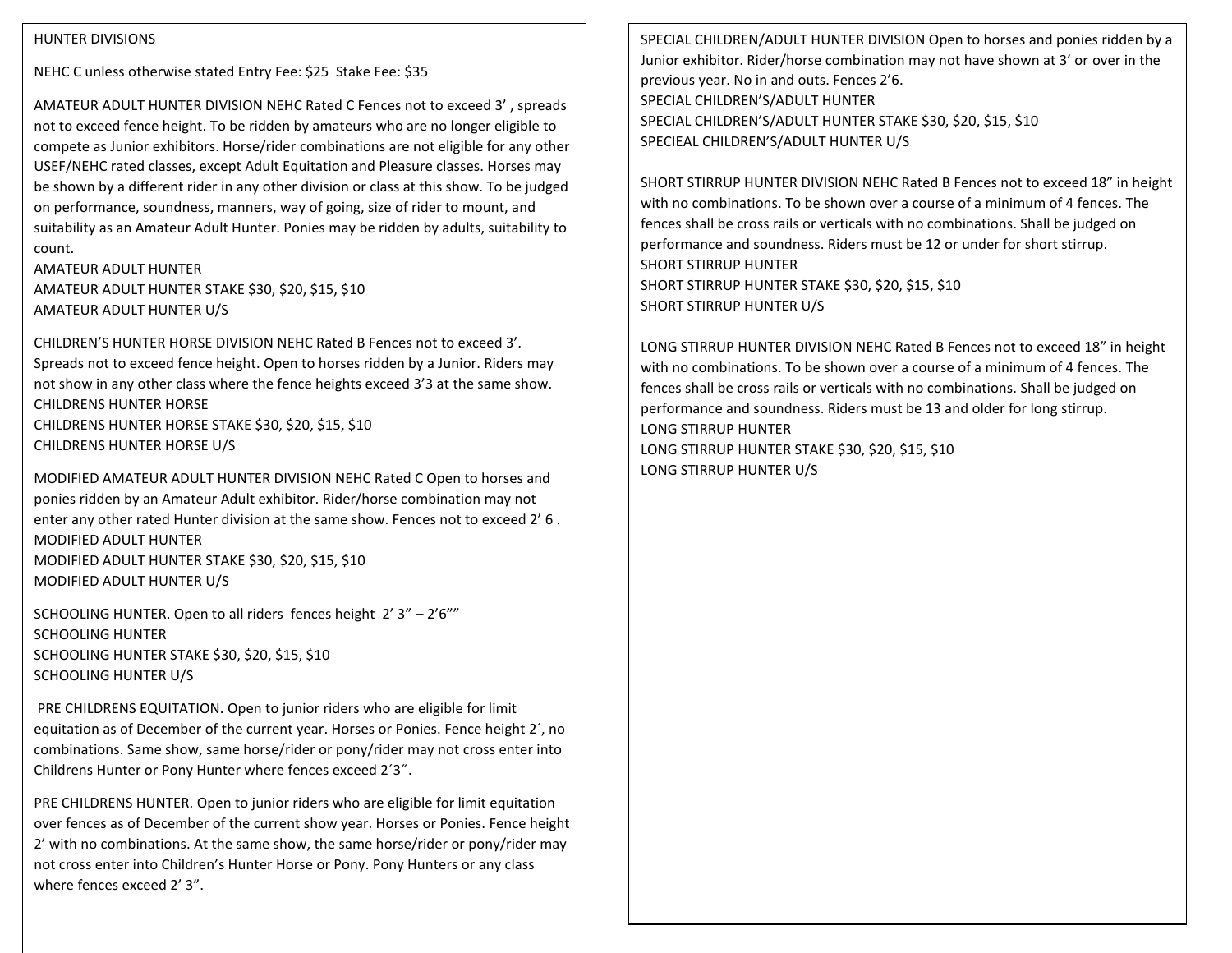HUNTER DIVISIONS

NEHC C unless otherwise stated Entry Fee: $25  Stake Fee: $35

AMATEUR ADULT HUNTER DIVISION NEHC Rated C Fences not to exceed 3' , spreads not to exceed fence height. To be ridden by amateurs who are no longer eligible to compete as Junior exhibitors. Horse/rider combinations are not eligible for any other USEF/NEHC rated classes, except Adult Equitation and Pleasure classes. Horses may be shown by a different rider in any other division or class at this show. To be judged on performance, soundness, manners, way of going, size of rider to mount, and suitability as an Amateur Adult Hunter. Ponies may be ridden by adults, suitability to count.
AMATEUR ADULT HUNTER
AMATEUR ADULT HUNTER STAKE $30, $20, $15, $10
AMATEUR ADULT HUNTER U/S

CHILDREN'S HUNTER HORSE DIVISION NEHC Rated B Fences not to exceed 3'. Spreads not to exceed fence height. Open to horses ridden by a Junior. Riders may not show in any other class where the fence heights exceed 3'3 at the same show.
CHILDRENS HUNTER HORSE
CHILDRENS HUNTER HORSE STAKE $30, $20, $15, $10
CHILDRENS HUNTER HORSE U/S

MODIFIED AMATEUR ADULT HUNTER DIVISION NEHC Rated C Open to horses and ponies ridden by an Amateur Adult exhibitor. Rider/horse combination may not enter any other rated Hunter division at the same show. Fences not to exceed 2' 6 .
MODIFIED ADULT HUNTER
MODIFIED ADULT HUNTER STAKE $30, $20, $15, $10
MODIFIED ADULT HUNTER U/S

SCHOOLING HUNTER. Open to all riders  fences height  2' 3" – 2'6""
SCHOOLING HUNTER
SCHOOLING HUNTER STAKE $30, $20, $15, $10
SCHOOLING HUNTER U/S

PRE CHILDRENS EQUITATION. Open to junior riders who are eligible for limit equitation as of December of the current year. Horses or Ponies. Fence height 2´, no combinations. Same show, same horse/rider or pony/rider may not cross enter into Childrens Hunter or Pony Hunter where fences exceed 2´3˝.

PRE CHILDRENS HUNTER. Open to junior riders who are eligible for limit equitation over fences as of December of the current show year. Horses or Ponies. Fence height 2' with no combinations. At the same show, the same horse/rider or pony/rider may not cross enter into Children's Hunter Horse or Pony. Pony Hunters or any class where fences exceed 2' 3".

SPECIAL CHILDREN/ADULT HUNTER DIVISION Open to horses and ponies ridden by a Junior exhibitor. Rider/horse combination may not have shown at 3' or over in the previous year. No in and outs. Fences 2'6.
SPECIAL CHILDREN'S/ADULT HUNTER
SPECIAL CHILDREN'S/ADULT HUNTER STAKE $30, $20, $15, $10
SPECIEAL CHILDREN'S/ADULT HUNTER U/S

SHORT STIRRUP HUNTER DIVISION NEHC Rated B Fences not to exceed 18" in height with no combinations. To be shown over a course of a minimum of 4 fences. The fences shall be cross rails or verticals with no combinations. Shall be judged on performance and soundness. Riders must be 12 or under for short stirrup.
SHORT STIRRUP HUNTER
SHORT STIRRUP HUNTER STAKE $30, $20, $15, $10
SHORT STIRRUP HUNTER U/S

LONG STIRRUP HUNTER DIVISION NEHC Rated B Fences not to exceed 18" in height with no combinations. To be shown over a course of a minimum of 4 fences. The fences shall be cross rails or verticals with no combinations. Shall be judged on performance and soundness. Riders must be 13 and older for long stirrup.
LONG STIRRUP HUNTER
LONG STIRRUP HUNTER STAKE $30, $20, $15, $10
LONG STIRRUP HUNTER U/S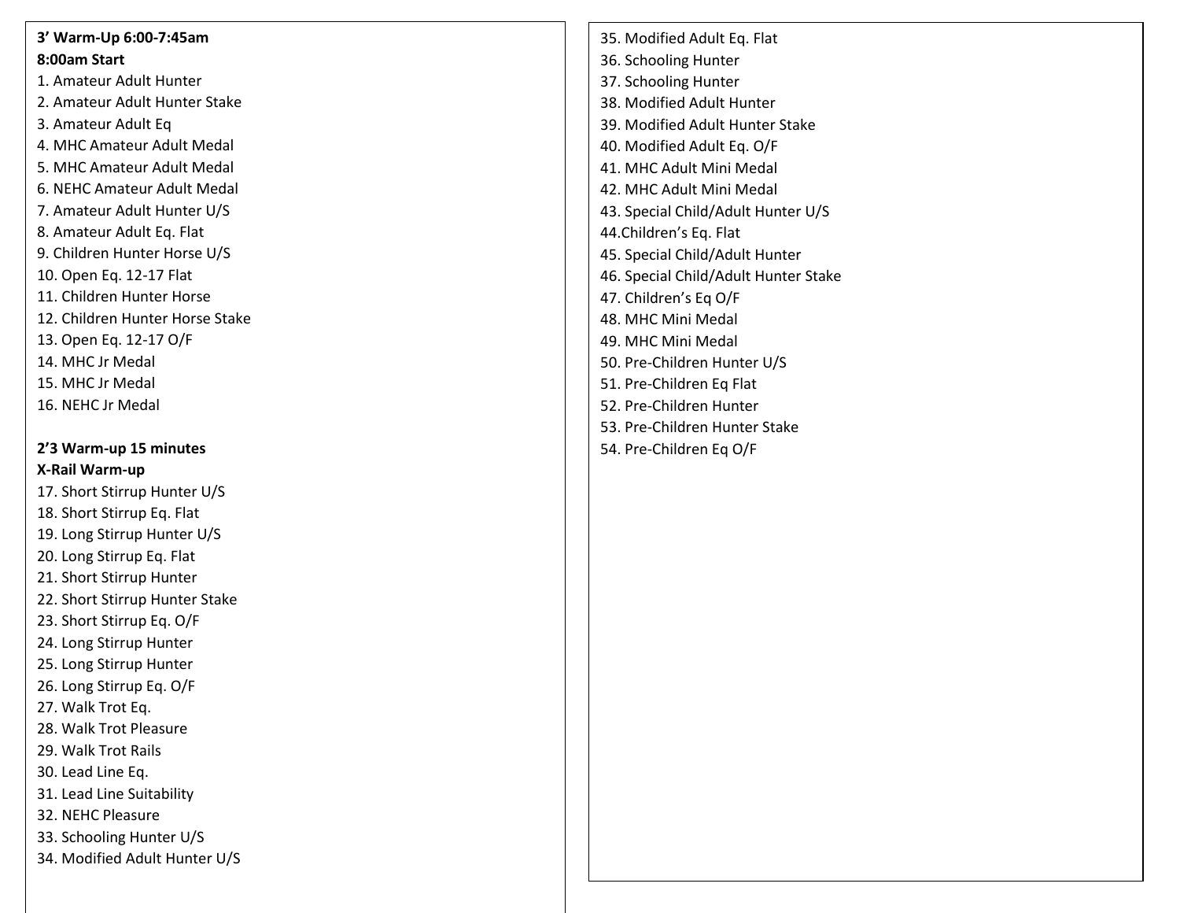**3' Warm-Up 6:00-7:45am**
**8:00am Start**

1. Amateur Adult Hunter
2. Amateur Adult Hunter Stake
3. Amateur Adult Eq
4. MHC Amateur Adult Medal
5. MHC Amateur Adult Medal
6. NEHC Amateur Adult Medal
7. Amateur Adult Hunter U/S
8. Amateur Adult Eq. Flat
9. Children Hunter Horse U/S
10. Open Eq. 12-17 Flat
11. Children Hunter Horse
12. Children Hunter Horse Stake
13. Open Eq. 12-17 O/F
14. MHC Jr Medal
15. MHC Jr Medal
16. NEHC Jr Medal

**2'3 Warm-up 15 minutes**
**X-Rail Warm-up**

17. Short Stirrup Hunter U/S
18. Short Stirrup Eq. Flat
19. Long Stirrup Hunter U/S
20. Long Stirrup Eq. Flat
21. Short Stirrup Hunter
22. Short Stirrup Hunter Stake
23. Short Stirrup Eq. O/F
24. Long Stirrup Hunter
25. Long Stirrup Hunter
26. Long Stirrup Eq. O/F
27. Walk Trot Eq.
28. Walk Trot Pleasure
29. Walk Trot Rails
30. Lead Line Eq.
31. Lead Line Suitability
32. NEHC Pleasure
33. Schooling Hunter U/S
34. Modified Adult Hunter U/S
35. Modified Adult Eq. Flat
36. Schooling Hunter
37. Schooling Hunter
38. Modified Adult Hunter
39. Modified Adult Hunter Stake
40. Modified Adult Eq. O/F
41. MHC Adult Mini Medal
42. MHC Adult Mini Medal
43. Special Child/Adult Hunter U/S
44. Children's Eq. Flat
45. Special Child/Adult Hunter
46. Special Child/Adult Hunter Stake
47. Children's Eq O/F
48. MHC Mini Medal
49. MHC Mini Medal
50. Pre-Children Hunter U/S
51. Pre-Children Eq Flat
52. Pre-Children Hunter
53. Pre-Children Hunter Stake
54. Pre-Children Eq O/F